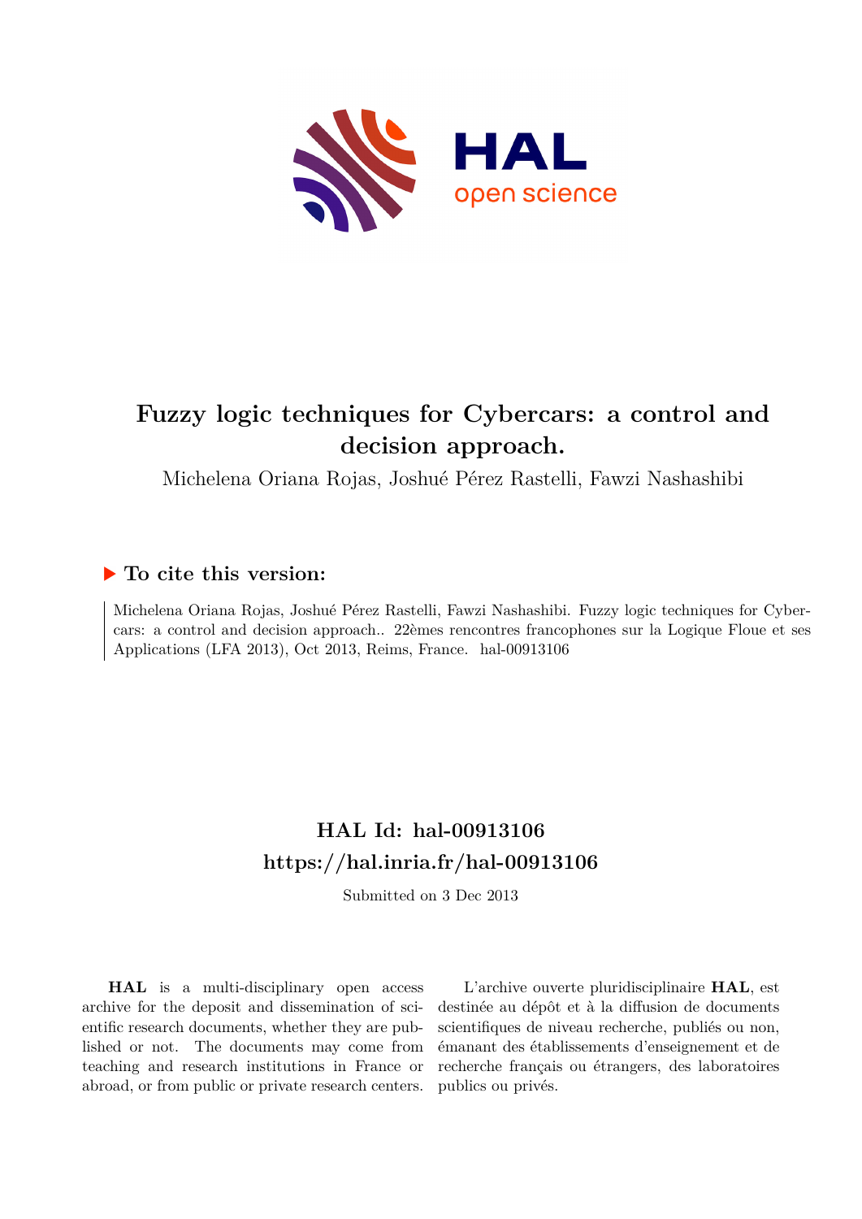# Fuzzy logic techniques for Cybercars: a control and decision approach.

Michelena Oriana Rojas, Joshué Pérez Rastelli, Fawzi Nashashibi

## ▶ To cite this version:

Michelena Oriana Rojas, Joshué Pérez Rastelli, Fawzi Nashashibi. Fuzzy logic techniques for Cybercars: a control and decision approach.. 22èmes rencontres francophones sur la Logique Floue et ses Applications (LFA 2013), Oct 2013, Reims, France. hal-00913106

## HAL Id: hal-00913106
## https://hal.inria.fr/hal-00913106

Submitted on 3 Dec 2013

**HAL** is a multi-disciplinary open access archive for the deposit and dissemination of scientific research documents, whether they are published or not. The documents may come from teaching and research institutions in France or abroad, or from public or private research centers.

L'archive ouverte pluridisciplinaire **HAL**, est destinée au dépôt et à la diffusion de documents scientifiques de niveau recherche, publiés ou non, émanant des établissements d'enseignement et de recherche français ou étrangers, des laboratoires publics ou privés.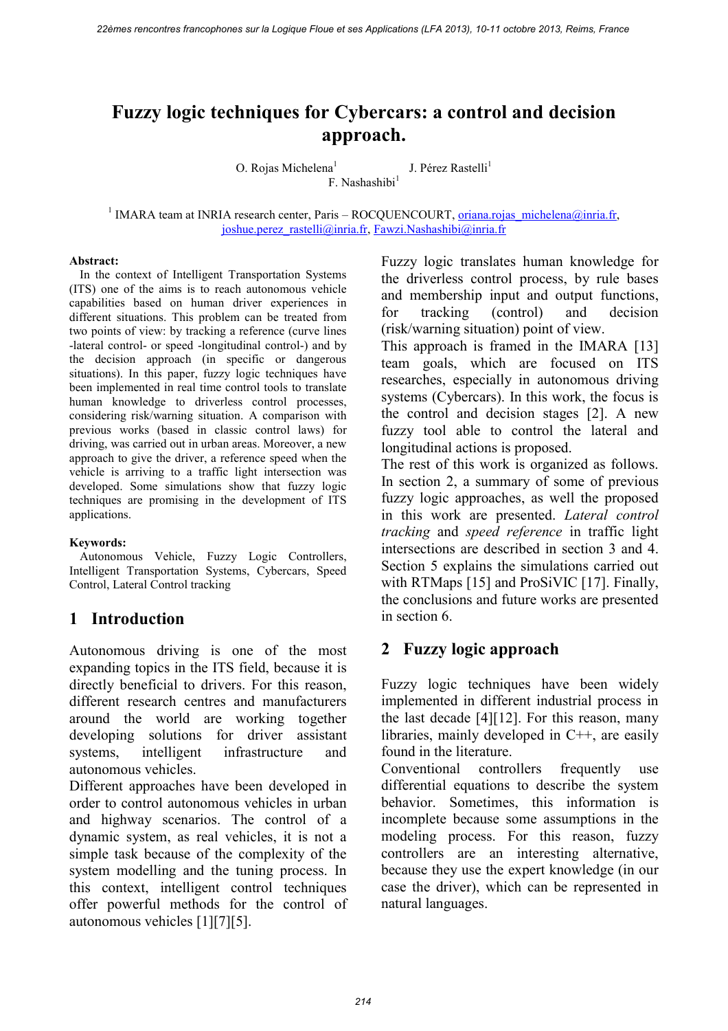# Fuzzy logic techniques for Cybercars: a control and decision approach.

O. Rojas Michelena[1] J. Pérez Rastelli[1]
F. Nashashibi[1]

[1] IMARA team at INRIA research center, Paris – ROCQUENCOURT, oriana.rojas_michelena@inria.fr, joshue.perez_rastelli@inria.fr, Fawzi.Nashashibi@inria.fr

**Abstract:**
In the context of Intelligent Transportation Systems (ITS) one of the aims is to reach autonomous vehicle capabilities based on human driver experiences in different situations. This problem can be treated from two points of view: by tracking a reference (curve lines -lateral control- or speed -longitudinal control-) and by the decision approach (in specific or dangerous situations). In this paper, fuzzy logic techniques have been implemented in real time control tools to translate human knowledge to driverless control processes, considering risk/warning situation. A comparison with previous works (based in classic control laws) for driving, was carried out in urban areas. Moreover, a new approach to give the driver, a reference speed when the vehicle is arriving to a traffic light intersection was developed. Some simulations show that fuzzy logic techniques are promising in the development of ITS applications.

**Keywords:**
Autonomous Vehicle, Fuzzy Logic Controllers, Intelligent Transportation Systems, Cybercars, Speed Control, Lateral Control tracking

## 1 Introduction

Autonomous driving is one of the most expanding topics in the ITS field, because it is directly beneficial to drivers. For this reason, different research centres and manufacturers around the world are working together developing solutions for driver assistant systems, intelligent infrastructure and autonomous vehicles.
Different approaches have been developed in order to control autonomous vehicles in urban and highway scenarios. The control of a dynamic system, as real vehicles, it is not a simple task because of the complexity of the system modelling and the tuning process. In this context, intelligent control techniques offer powerful methods for the control of autonomous vehicles [1][7][5].

Fuzzy logic translates human knowledge for the driverless control process, by rule bases and membership input and output functions, for tracking (control) and decision (risk/warning situation) point of view.
This approach is framed in the IMARA [13] team goals, which are focused on ITS researches, especially in autonomous driving systems (Cybercars). In this work, the focus is the control and decision stages [2]. A new fuzzy tool able to control the lateral and longitudinal actions is proposed.
The rest of this work is organized as follows. In section 2, a summary of some of previous fuzzy logic approaches, as well the proposed in this work are presented. *Lateral control tracking* and *speed reference* in traffic light intersections are described in section 3 and 4. Section 5 explains the simulations carried out with RTMaps [15] and ProSiVIC [17]. Finally, the conclusions and future works are presented in section 6.

## 2 Fuzzy logic approach

Fuzzy logic techniques have been widely implemented in different industrial process in the last decade [4][12]. For this reason, many libraries, mainly developed in C++, are easily found in the literature.
Conventional controllers frequently use differential equations to describe the system behavior. Sometimes, this information is incomplete because some assumptions in the modeling process. For this reason, fuzzy controllers are an interesting alternative, because they use the expert knowledge (in our case the driver), which can be represented in natural languages.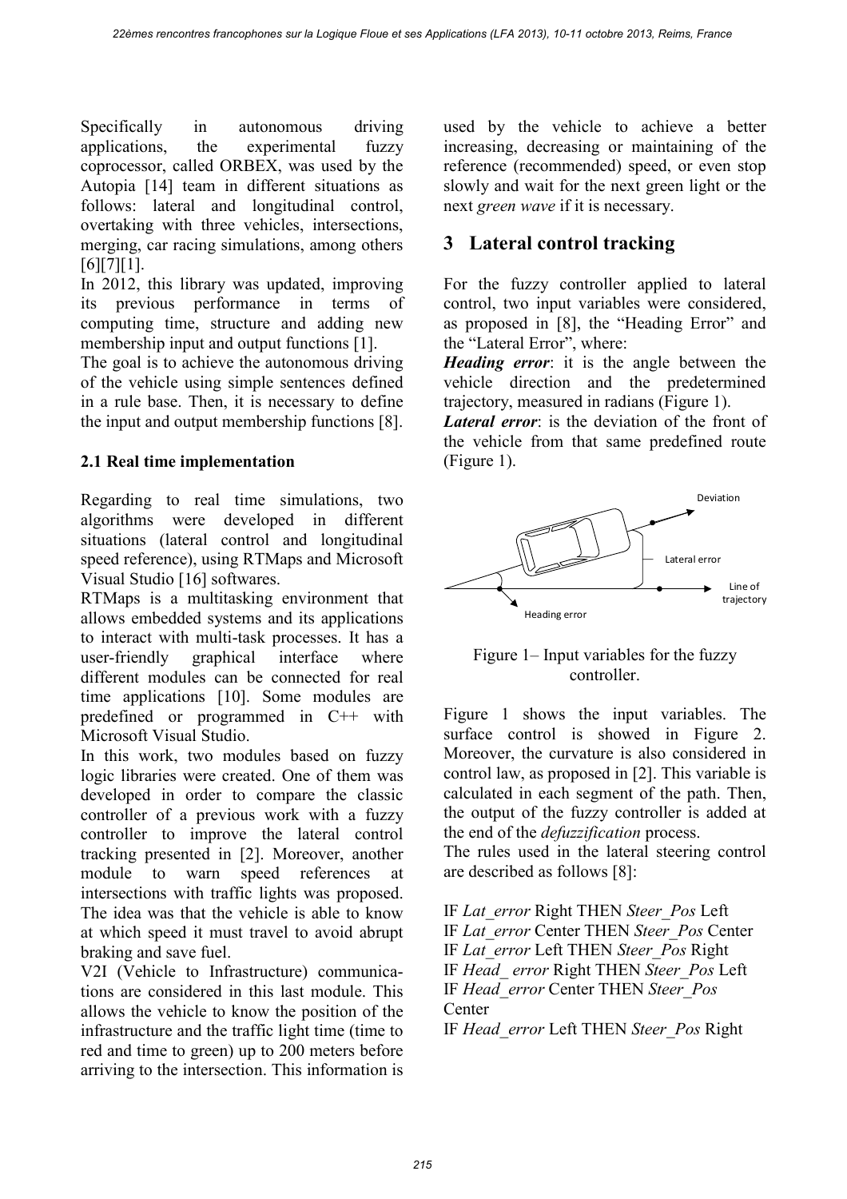Specifically in autonomous driving applications, the experimental fuzzy coprocessor, called ORBEX, was used by the Autopia [14] team in different situations as follows: lateral and longitudinal control, overtaking with three vehicles, intersections, merging, car racing simulations, among others [6][7][1].

In 2012, this library was updated, improving its previous performance in terms of computing time, structure and adding new membership input and output functions [1].

The goal is to achieve the autonomous driving of the vehicle using simple sentences defined in a rule base. Then, it is necessary to define the input and output membership functions [8].

### 2.1 Real time implementation

Regarding to real time simulations, two algorithms were developed in different situations (lateral control and longitudinal speed reference), using RTMaps and Microsoft Visual Studio [16] softwares.

RTMaps is a multitasking environment that allows embedded systems and its applications to interact with multi-task processes. It has a user-friendly graphical interface where different modules can be connected for real time applications [10]. Some modules are predefined or programmed in C++ with Microsoft Visual Studio.

In this work, two modules based on fuzzy logic libraries were created. One of them was developed in order to compare the classic controller of a previous work with a fuzzy controller to improve the lateral control tracking presented in [2]. Moreover, another module to warn speed references at intersections with traffic lights was proposed. The idea was that the vehicle is able to know at which speed it must travel to avoid abrupt braking and save fuel.

V2I (Vehicle to Infrastructure) communications are considered in this last module. This allows the vehicle to know the position of the infrastructure and the traffic light time (time to red and time to green) up to 200 meters before arriving to the intersection. This information is used by the vehicle to achieve a better increasing, decreasing or maintaining of the reference (recommended) speed, or even stop slowly and wait for the next green light or the next *green wave* if it is necessary.

## 3 Lateral control tracking

For the fuzzy controller applied to lateral control, two input variables were considered, as proposed in [8], the "Heading Error" and the "Lateral Error", where:

***Heading error***: it is the angle between the vehicle direction and the predetermined trajectory, measured in radians (Figure 1).

***Lateral error***: is the deviation of the front of the vehicle from that same predefined route (Figure 1).

Figure 1– Input variables for the fuzzy controller.

Figure 1 shows the input variables. The surface control is showed in Figure 2. Moreover, the curvature is also considered in control law, as proposed in [2]. This variable is calculated in each segment of the path. Then, the output of the fuzzy controller is added at the end of the *defuzzification* process.

The rules used in the lateral steering control are described as follows [8]:

IF *Lat_error* Right THEN *Steer_Pos* Left
IF *Lat_error* Center THEN *Steer_Pos* Center
IF *Lat_error* Left THEN *Steer_Pos* Right
IF *Head_ error* Right THEN *Steer_Pos* Left
IF *Head_error* Center THEN *Steer_Pos* Center
IF *Head_error* Left THEN *Steer_Pos* Right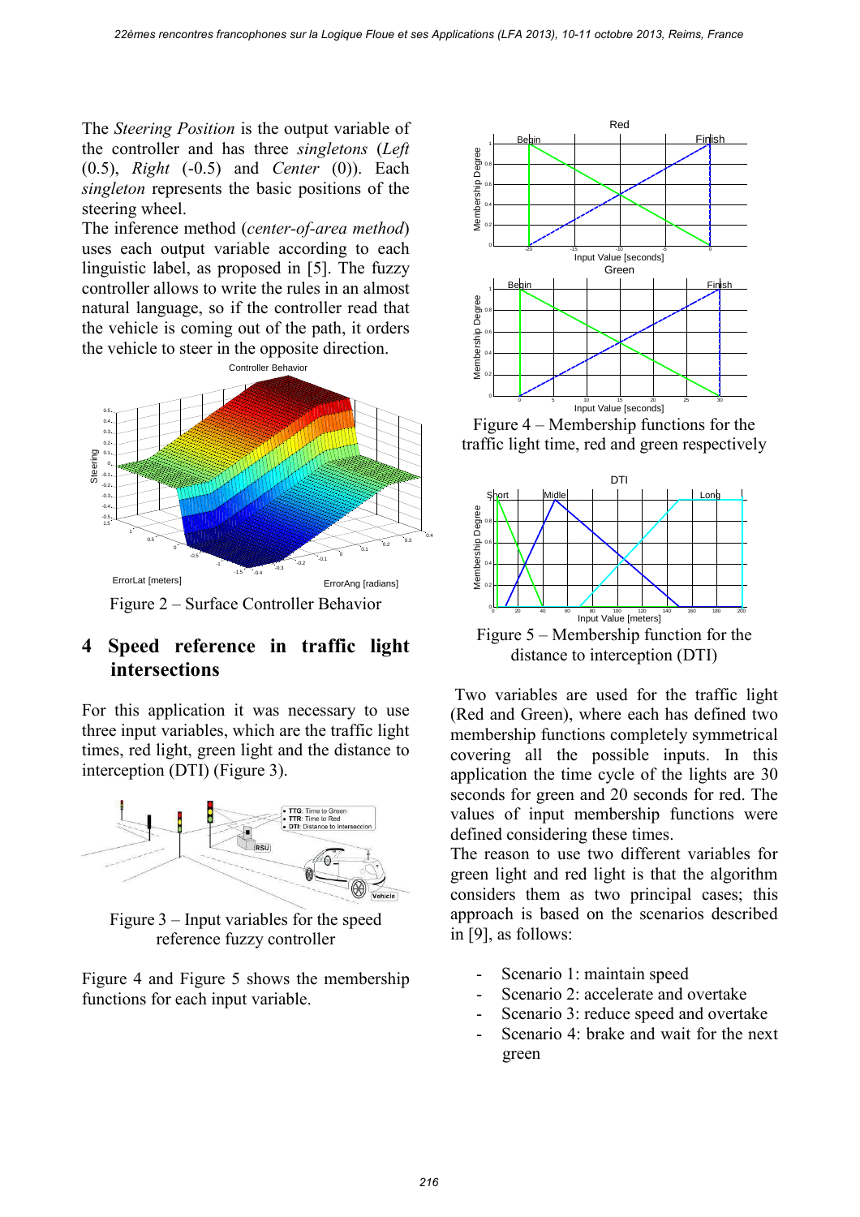The *Steering Position* is the output variable of the controller and has three *singletons* (*Left* (0.5), *Right* (-0.5) and *Center* (0)). Each *singleton* represents the basic positions of the steering wheel.

The inference method (*center-of-area method*) uses each output variable according to each linguistic label, as proposed in [5]. The fuzzy controller allows to write the rules in an almost natural language, so if the controller read that the vehicle is coming out of the path, it orders the vehicle to steer in the opposite direction.

Figure 2 – Surface Controller Behavior

## 4 Speed reference in traffic light intersections

For this application it was necessary to use three input variables, which are the traffic light times, red light, green light and the distance to interception (DTI) (Figure 3).

Figure 3 – Input variables for the speed reference fuzzy controller

Figure 4 and Figure 5 shows the membership functions for each input variable.

Figure 4 – Membership functions for the traffic light time, red and green respectively

Figure 5 – Membership function for the distance to interception (DTI)

Two variables are used for the traffic light (Red and Green), where each has defined two membership functions completely symmetrical covering all the possible inputs. In this application the time cycle of the lights are 30 seconds for green and 20 seconds for red. The values of input membership functions were defined considering these times.

The reason to use two different variables for green light and red light is that the algorithm considers them as two principal cases; this approach is based on the scenarios described in [9], as follows:

- Scenario 1: maintain speed
- Scenario 2: accelerate and overtake
- Scenario 3: reduce speed and overtake
- Scenario 4: brake and wait for the next green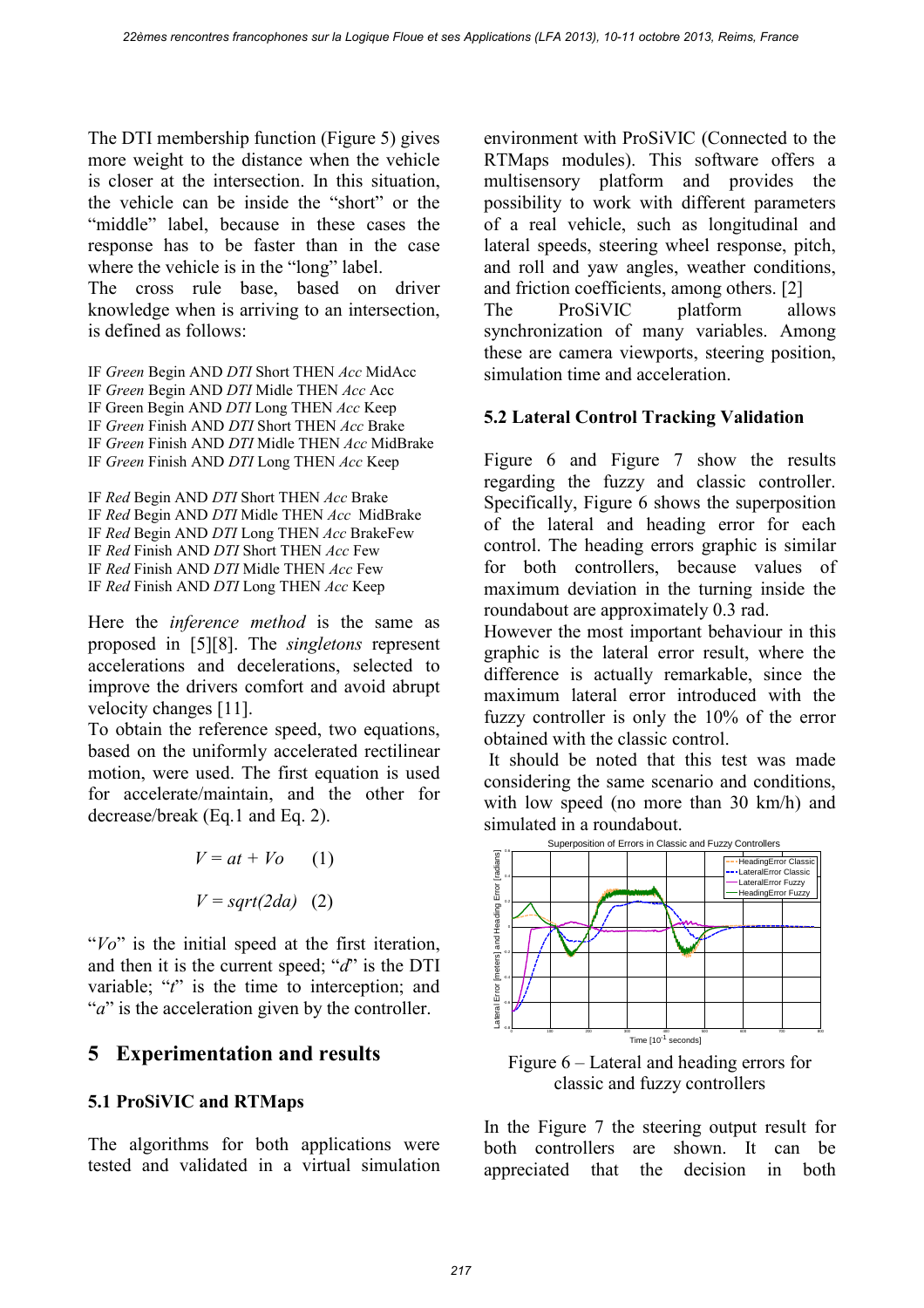The DTI membership function (Figure 5) gives more weight to the distance when the vehicle is closer at the intersection. In this situation, the vehicle can be inside the "short" or the "middle" label, because in these cases the response has to be faster than in the case where the vehicle is in the "long" label.

The cross rule base, based on driver knowledge when is arriving to an intersection, is defined as follows:

IF *Green* Begin AND *DTI* Short THEN *Acc* MidAcc
IF *Green* Begin AND *DTI* Midle THEN *Acc* Acc
IF Green Begin AND *DTI* Long THEN *Acc* Keep
IF *Green* Finish AND *DTI* Short THEN *Acc* Brake
IF *Green* Finish AND *DTI* Midle THEN *Acc* MidBrake
IF *Green* Finish AND *DTI* Long THEN *Acc* Keep

IF *Red* Begin AND *DTI* Short THEN *Acc* Brake
IF *Red* Begin AND *DTI* Midle THEN *Acc* MidBrake
IF *Red* Begin AND *DTI* Long THEN *Acc* BrakeFew
IF *Red* Finish AND *DTI* Short THEN *Acc* Few
IF *Red* Finish AND *DTI* Midle THEN *Acc* Few
IF *Red* Finish AND *DTI* Long THEN *Acc* Keep

Here the *inference method* is the same as proposed in [5][8]. The *singletons* represent accelerations and decelerations, selected to improve the drivers comfort and avoid abrupt velocity changes [11].

To obtain the reference speed, two equations, based on the uniformly accelerated rectilinear motion, were used. The first equation is used for accelerate/maintain, and the other for decrease/break (Eq.1 and Eq. 2).

$$V = at + Vo \quad (1)$$

$$V = sqrt(2da) \quad (2)$$

"*Vo*" is the initial speed at the first iteration, and then it is the current speed; "*d*" is the DTI variable; "*t*" is the time to interception; and "*a*" is the acceleration given by the controller.

# 5 Experimentation and results

## 5.1 ProSiVIC and RTMaps

The algorithms for both applications were tested and validated in a virtual simulation environment with ProSiVIC (Connected to the RTMaps modules). This software offers a multisensory platform and provides the possibility to work with different parameters of a real vehicle, such as longitudinal and lateral speeds, steering wheel response, pitch, and roll and yaw angles, weather conditions, and friction coefficients, among others. [2]

The ProSiVIC platform allows synchronization of many variables. Among these are camera viewports, steering position, simulation time and acceleration.

## 5.2 Lateral Control Tracking Validation

Figure 6 and Figure 7 show the results regarding the fuzzy and classic controller. Specifically, Figure 6 shows the superposition of the lateral and heading error for each control. The heading errors graphic is similar for both controllers, because values of maximum deviation in the turning inside the roundabout are approximately 0.3 rad.

However the most important behaviour in this graphic is the lateral error result, where the difference is actually remarkable, since the maximum lateral error introduced with the fuzzy controller is only the 10% of the error obtained with the classic control.

It should be noted that this test was made considering the same scenario and conditions, with low speed (no more than 30 km/h) and simulated in a roundabout.

Figure 6 – Lateral and heading errors for classic and fuzzy controllers

In the Figure 7 the steering output result for both controllers are shown. It can be appreciated that the decision in both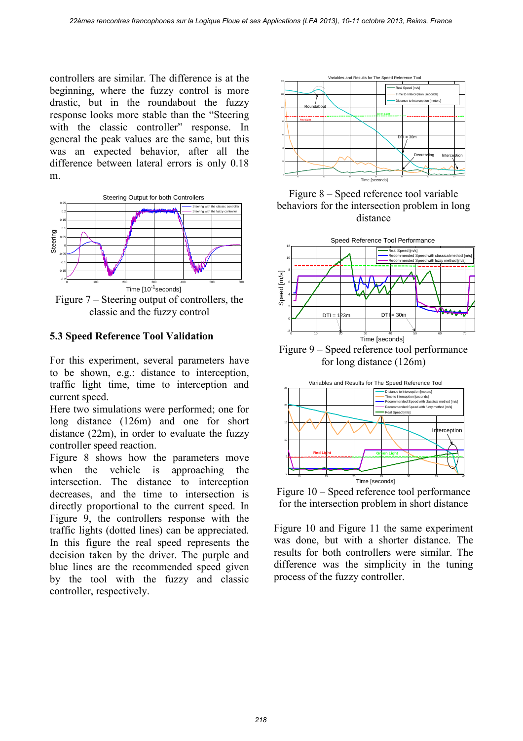controllers are similar. The difference is at the beginning, where the fuzzy control is more drastic, but in the roundabout the fuzzy response looks more stable than the "Steering with the classic controller" response. In general the peak values are the same, but this was an expected behavior, after all the difference between lateral errors is only 0.18 m.

Figure 7 – Steering output of controllers, the classic and the fuzzy control

### 5.3 Speed Reference Tool Validation

For this experiment, several parameters have to be shown, e.g.: distance to interception, traffic light time, time to interception and current speed.

Here two simulations were performed; one for long distance (126m) and one for short distance (22m), in order to evaluate the fuzzy controller speed reaction.

Figure 8 shows how the parameters move when the vehicle is approaching the intersection. The distance to interception decreases, and the time to intersection is directly proportional to the current speed. In Figure 9, the controllers response with the traffic lights (dotted lines) can be appreciated. In this figure the real speed represents the decision taken by the driver. The purple and blue lines are the recommended speed given by the tool with the fuzzy and classic controller, respectively.

Figure 8 – Speed reference tool variable behaviors for the intersection problem in long distance

Figure 9 – Speed reference tool performance for long distance (126m)

Figure 10 – Speed reference tool performance for the intersection problem in short distance

Figure 10 and Figure 11 the same experiment was done, but with a shorter distance. The results for both controllers were similar. The difference was the simplicity in the tuning process of the fuzzy controller.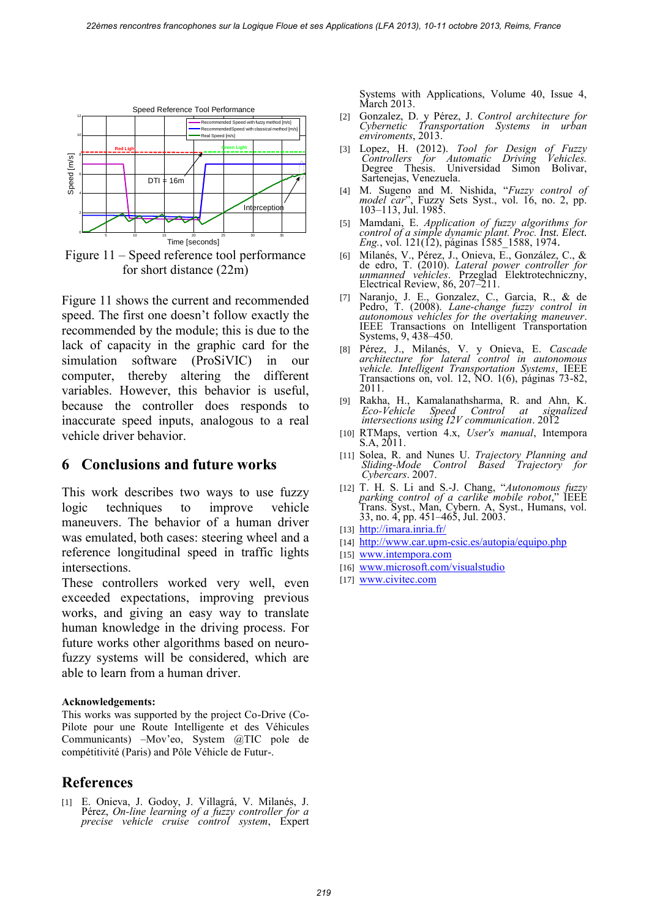Speed Reference Tool Performance

Recommended Speed with fuzzy method [m/s]
RecommendedSpeed with classical method [m/s]
Real Speed [m/s]

Red Light
Green Light
DTI = 16m
Interception

Speed [m/s]
Time [seconds]

Figure 11 – Speed reference tool performance for short distance (22m)

Figure 11 shows the current and recommended speed. The first one doesn't follow exactly the recommended by the module; this is due to the lack of capacity in the graphic card for the simulation software (ProSiVIC) in our computer, thereby altering the different variables. However, this behavior is useful, because the controller does responds to inaccurate speed inputs, analogous to a real vehicle driver behavior.

## 6 Conclusions and future works

This work describes two ways to use fuzzy logic techniques to improve vehicle maneuvers. The behavior of a human driver was emulated, both cases: steering wheel and a reference longitudinal speed in traffic lights intersections.

These controllers worked very well, even exceeded expectations, improving previous works, and giving an easy way to translate human knowledge in the driving process. For future works other algorithms based on neuro-fuzzy systems will be considered, which are able to learn from a human driver.

**Acknowledgements:**

This works was supported by the project Co-Drive (Co-Pilote pour une Route Intelligente et des Véhicules Communicants) –Mov'eo, System @TIC pole de compétitivité (Paris) and Pôle Véhicle de Futur-.

## References

[1] E. Onieva, J. Godoy, J. Villagrá, V. Milanés, J. Pérez, *On-line learning of a fuzzy controller for a precise vehicle cruise control system*, Expert Systems with Applications, Volume 40, Issue 4, March 2013.

[2] Gonzalez, D. y Pérez, J. *Control architecture for Cybernetic Transportation Systems in urban enviroments*, 2013.

[3] Lopez, H. (2012). *Tool for Design of Fuzzy Controllers for Automatic Driving Vehicles.* Degree Thesis. Universidad Simon Bolivar, Sartenejas, Venezuela.

[4] M. Sugeno and M. Nishida, "*Fuzzy control of model car*", Fuzzy Sets Syst., vol. 16, no. 2, pp. 103–113, Jul. 1985.

[5] Mamdani, E. *Application of fuzzy algorithms for control of a simple dynamic plant. Proc. Inst. Elect. Eng.*, vol. 121(12), páginas 1585_1588, 1974.

[6] Milanés, V., Pérez, J., Onieva, E., González, C., & de edro, T. (2010). *Lateral power controller for unmanned vehicles.* Przeglad Elektrotechniczny, Electrical Review, 86, 207–211.

[7] Naranjo, J. E., Gonzalez, C., Garcia, R., & de Pedro, T. (2008). *Lane-change fuzzy control in autonomous vehicles for the overtaking maneuver*. IEEE Transactions on Intelligent Transportation Systems, 9, 438–450.

[8] Pérez, J., Milanés, V. y Onieva, E. *Cascade architecture for lateral control in autonomous vehicle. Intelligent Transportation Systems*, IEEE Transactions on, vol. 12, NO. 1(6), páginas 73-82, 2011.

[9] Rakha, H., Kamalanathsharma, R. and Ahn, K. *Eco-Vehicle Speed Control at signalized intersections using I2V communication*. 2012

[10] RTMaps, vertion 4.x, *User's manual*, Intempora S.A, 2011.

[11] Solea, R. and Nunes U. *Trajectory Planning and Sliding-Mode Control Based Trajectory for Cybercars*. 2007.

[12] T. H. S. Li and S.-J. Chang, "*Autonomous fuzzy parking control of a carlike mobile robot*," IEEE Trans. Syst., Man, Cybern. A, Syst., Humans, vol. 33, no. 4, pp. 451–465, Jul. 2003.

[13] http://imara.inria.fr/

[14] http://www.car.upm-csic.es/autopia/equipo.php

[15] www.intempora.com

[16] www.microsoft.com/visualstudio

[17] www.civitec.com